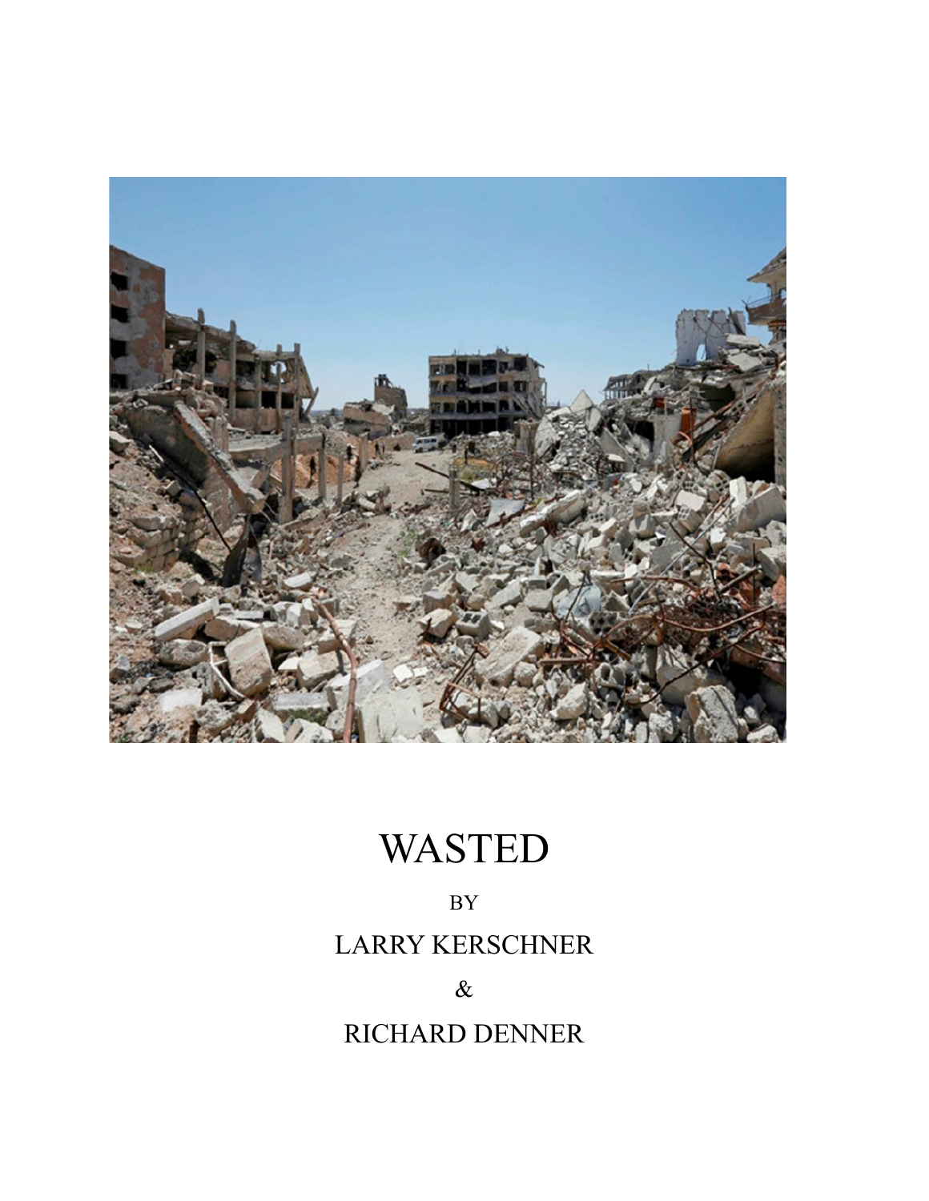# WASTED

BY

LARRY KERSCHNER

&

RICHARD DENNER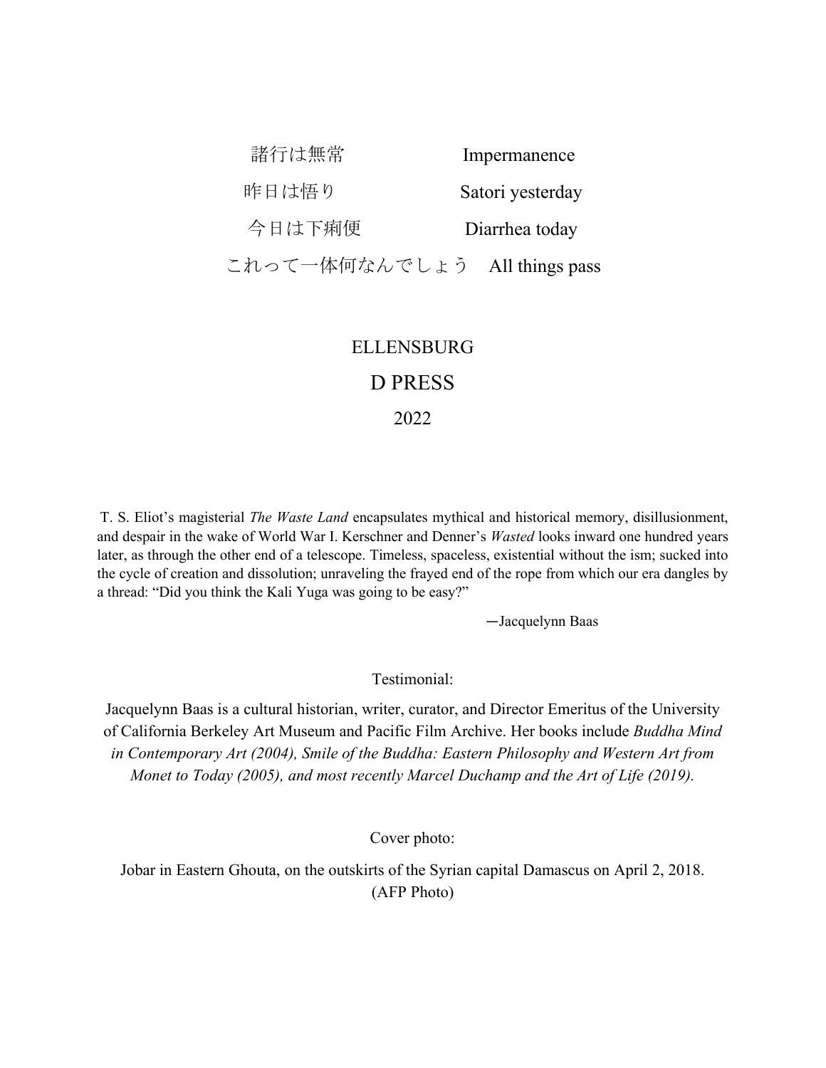| | |
|---|---|
| 諸行は無常 | Impermanence |
| 昨日は悟り | Satori yesterday |
| 今日は下痢便 | Diarrhea today |
| これって一体何なんでしょう | All things pass |

ELLENSBURG

D PRESS

2022

T. S. Eliot's magisterial *The Waste Land* encapsulates mythical and historical memory, disillusionment, and despair in the wake of World War I. Kerschner and Denner's *Wasted* looks inward one hundred years later, as through the other end of a telescope. Timeless, spaceless, existential without the ism; sucked into the cycle of creation and dissolution; unraveling the frayed end of the rope from which our era dangles by a thread: "Did you think the Kali Yuga was going to be easy?"

—Jacquelynn Baas

Testimonial:

Jacquelynn Baas is a cultural historian, writer, curator, and Director Emeritus of the University of California Berkeley Art Museum and Pacific Film Archive. Her books include *Buddha Mind in Contemporary Art (2004), Smile of the Buddha: Eastern Philosophy and Western Art from Monet to Today (2005), and most recently Marcel Duchamp and the Art of Life (2019).*

Cover photo:

Jobar in Eastern Ghouta, on the outskirts of the Syrian capital Damascus on April 2, 2018. (AFP Photo)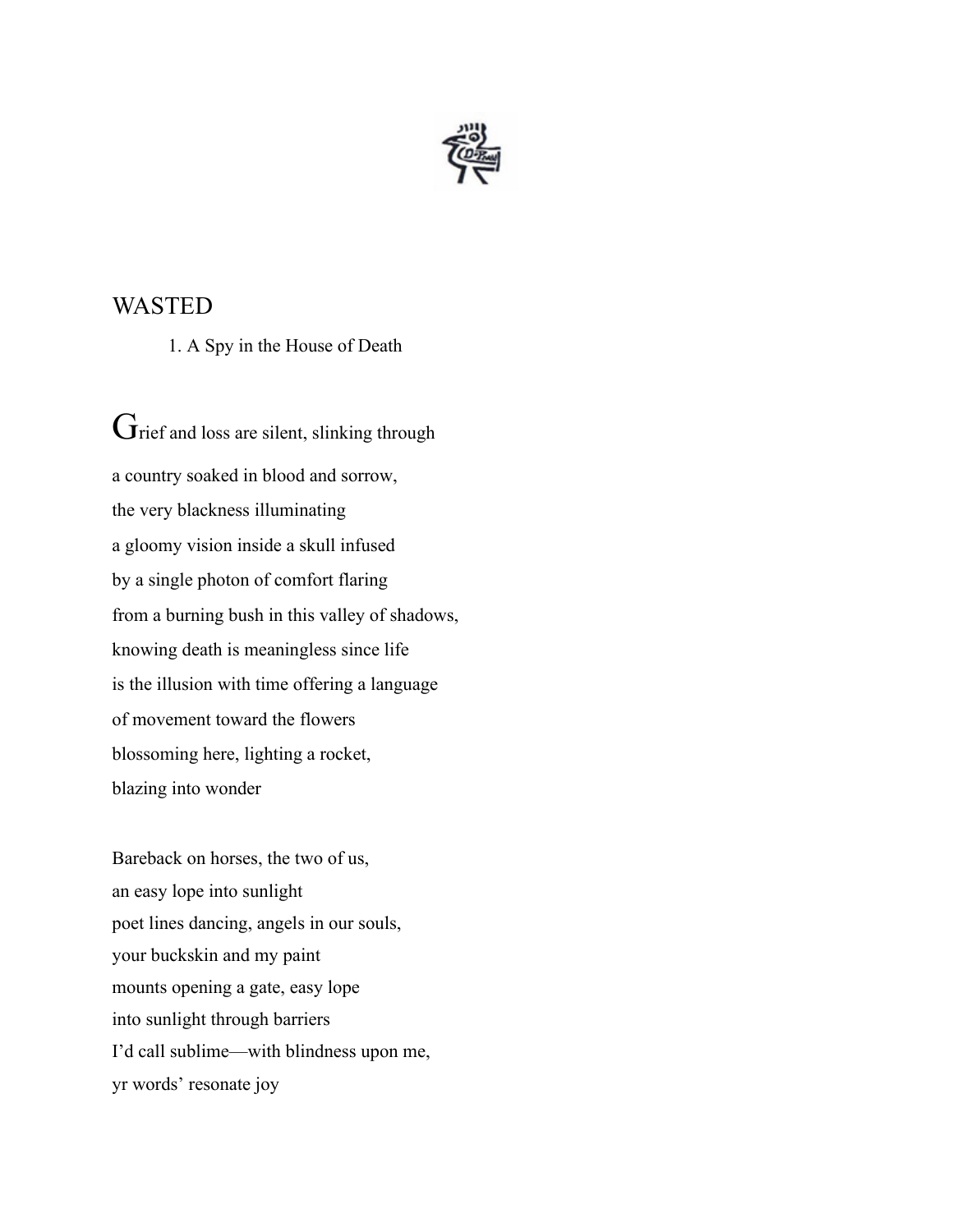# WASTED

## 1. A Spy in the House of Death

Grief and loss are silent, slinking through
a country soaked in blood and sorrow,
the very blackness illuminating
a gloomy vision inside a skull infused
by a single photon of comfort flaring
from a burning bush in this valley of shadows,
knowing death is meaningless since life
is the illusion with time offering a language
of movement toward the flowers
blossoming here, lighting a rocket,
blazing into wonder

Bareback on horses, the two of us,
an easy lope into sunlight
poet lines dancing, angels in our souls,
your buckskin and my paint
mounts opening a gate, easy lope
into sunlight through barriers
I'd call sublime—with blindness upon me,
yr words' resonate joy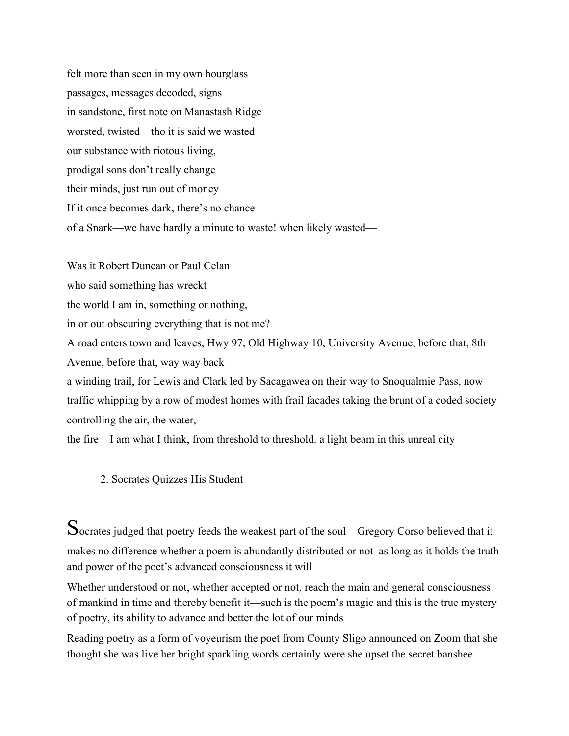felt more than seen in my own hourglass

passages, messages decoded, signs

in sandstone, first note on Manastash Ridge

worsted, twisted—tho it is said we wasted

our substance with riotous living,

prodigal sons don't really change

their minds, just run out of money

If it once becomes dark, there's no chance

of a Snark—we have hardly a minute to waste! when likely wasted—

Was it Robert Duncan or Paul Celan

who said something has wreckt

the world I am in, something or nothing,

in or out obscuring everything that is not me?

A road enters town and leaves, Hwy 97, Old Highway 10, University Avenue, before that, 8th Avenue, before that, way way back

a winding trail, for Lewis and Clark led by Sacagawea on their way to Snoqualmie Pass, now traffic whipping by a row of modest homes with frail facades taking the brunt of a coded society controlling the air, the water,

the fire—I am what I think, from threshold to threshold. a light beam in this unreal city

## 2. Socrates Quizzes His Student

Socrates judged that poetry feeds the weakest part of the soul—Gregory Corso believed that it makes no difference whether a poem is abundantly distributed or not as long as it holds the truth and power of the poet's advanced consciousness it will

Whether understood or not, whether accepted or not, reach the main and general consciousness of mankind in time and thereby benefit it—such is the poem's magic and this is the true mystery of poetry, its ability to advance and better the lot of our minds

Reading poetry as a form of voyeurism the poet from County Sligo announced on Zoom that she thought she was live her bright sparkling words certainly were she upset the secret banshee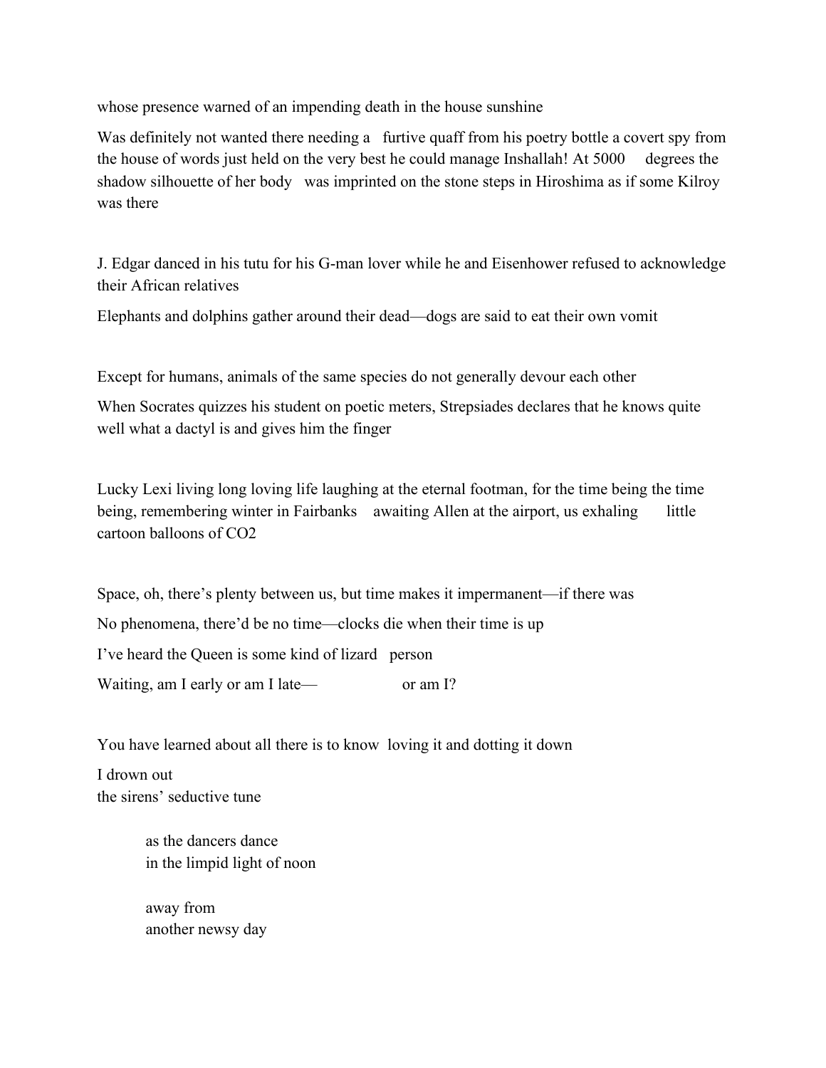whose presence warned of an impending death in the house sunshine

Was definitely not wanted there needing a   furtive quaff from his poetry bottle a covert spy from the house of words just held on the very best he could manage Inshallah! At 5000   degrees the shadow silhouette of her body   was imprinted on the stone steps in Hiroshima as if some Kilroy was there

J. Edgar danced in his tutu for his G-man lover while he and Eisenhower refused to acknowledge their African relatives

Elephants and dolphins gather around their dead—dogs are said to eat their own vomit

Except for humans, animals of the same species do not generally devour each other

When Socrates quizzes his student on poetic meters, Strepsiades declares that he knows quite well what a dactyl is and gives him the finger

Lucky Lexi living long loving life laughing at the eternal footman, for the time being the time being, remembering winter in Fairbanks   awaiting Allen at the airport, us exhaling   little cartoon balloons of $CO_2$

Space, oh, there's plenty between us, but time makes it impermanent—if there was

No phenomena, there'd be no time—clocks die when their time is up

I've heard the Queen is some kind of lizard   person

Waiting, am I early or am I late—          or am I?

You have learned about all there is to know  loving it and dotting it down

I drown out  
the sirens' seductive tune

> as the dancers dance  
> in the limpid light of noon
>
> away from  
> another newsy day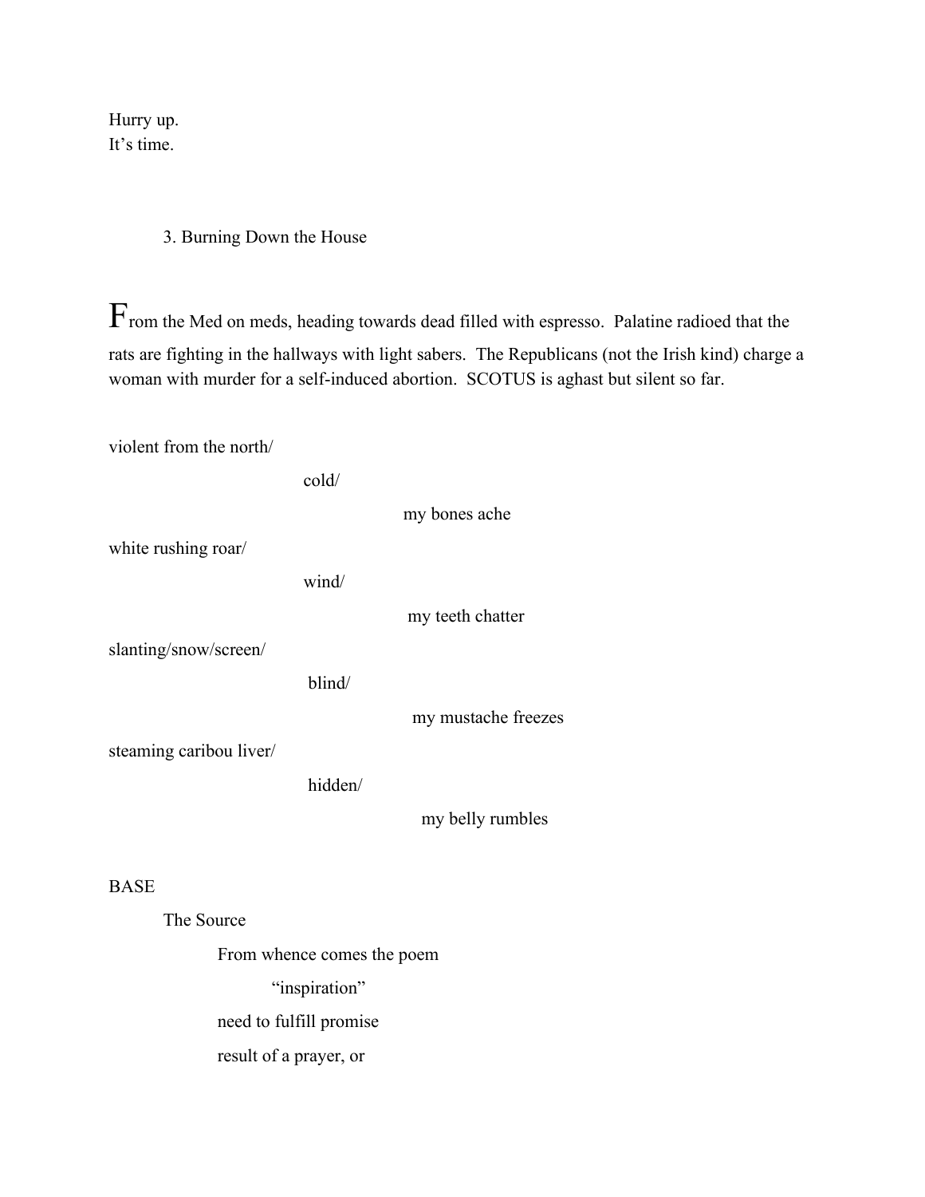Hurry up.
It's time.

## 3. Burning Down the House

From the Med on meds, heading towards dead filled with espresso.  Palatine radioed that the rats are fighting in the hallways with light sabers.  The Republicans (not the Irish kind) charge a woman with murder for a self-induced abortion.  SCOTUS is aghast but silent so far.

violent from the north/
cold/
my bones ache
white rushing roar/
wind/
my teeth chatter
slanting/snow/screen/
blind/
my mustache freezes
steaming caribou liver/
hidden/
my belly rumbles

BASE
The Source
From whence comes the poem
"inspiration"
need to fulfill promise
result of a prayer, or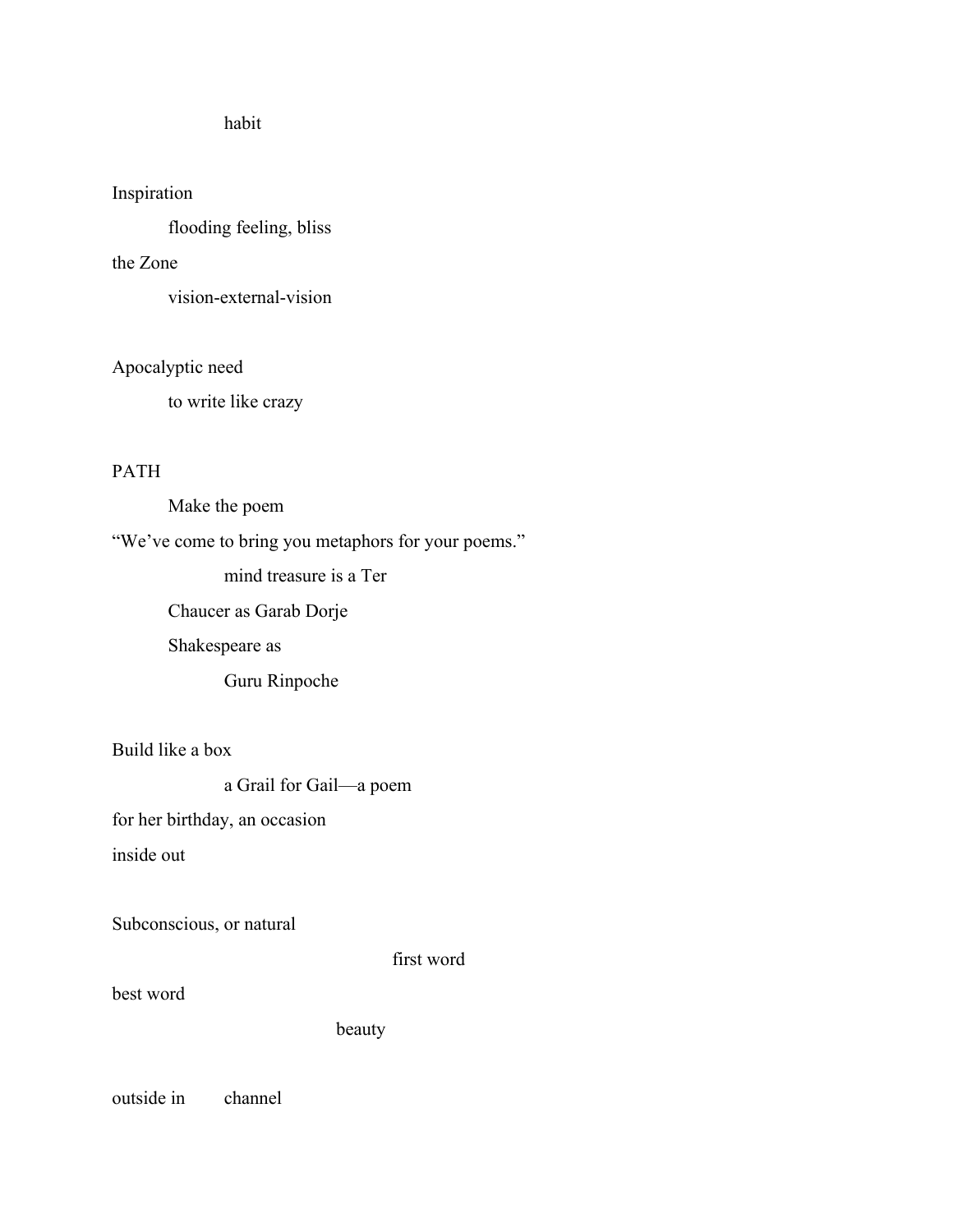habit

Inspiration

flooding feeling, bliss

the Zone

vision-external-vision

Apocalyptic need

to write like crazy

PATH

Make the poem

“We’ve come to bring you metaphors for your poems.”

mind treasure is a Ter

Chaucer as Garab Dorje

Shakespeare as

Guru Rinpoche

Build like a box

a Grail for Gail—a poem

for her birthday, an occasion

inside out

Subconscious, or natural

first word

best word

beauty

outside in channel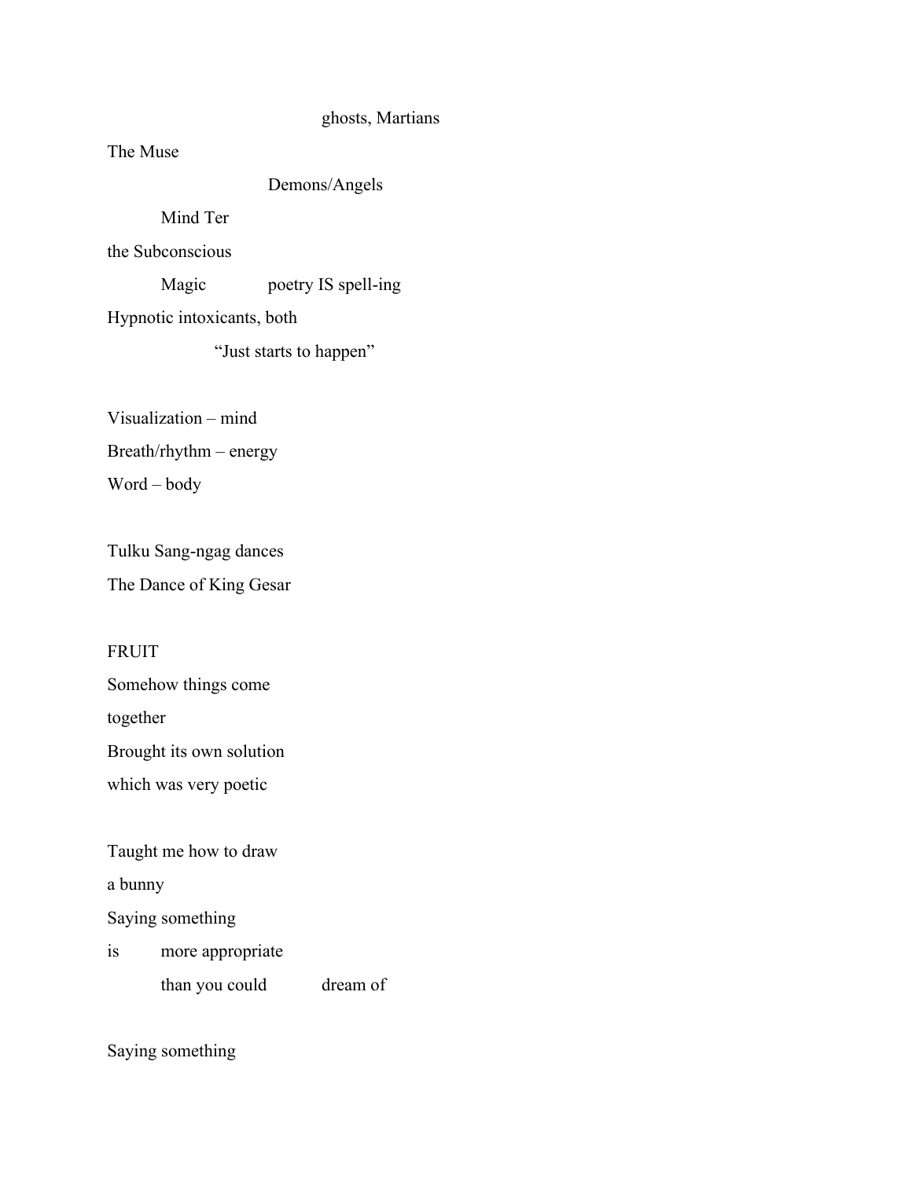ghosts, Martians

The Muse

Demons/Angels

Mind Ter

the Subconscious

Magic poetry IS spell-ing

Hypnotic intoxicants, both

"Just starts to happen"

Visualization – mind

Breath/rhythm – energy

Word – body

Tulku Sang-ngag dances

The Dance of King Gesar

FRUIT

Somehow things come

together

Brought its own solution

which was very poetic

Taught me how to draw

a bunny

Saying something

is more appropriate

than you could dream of

Saying something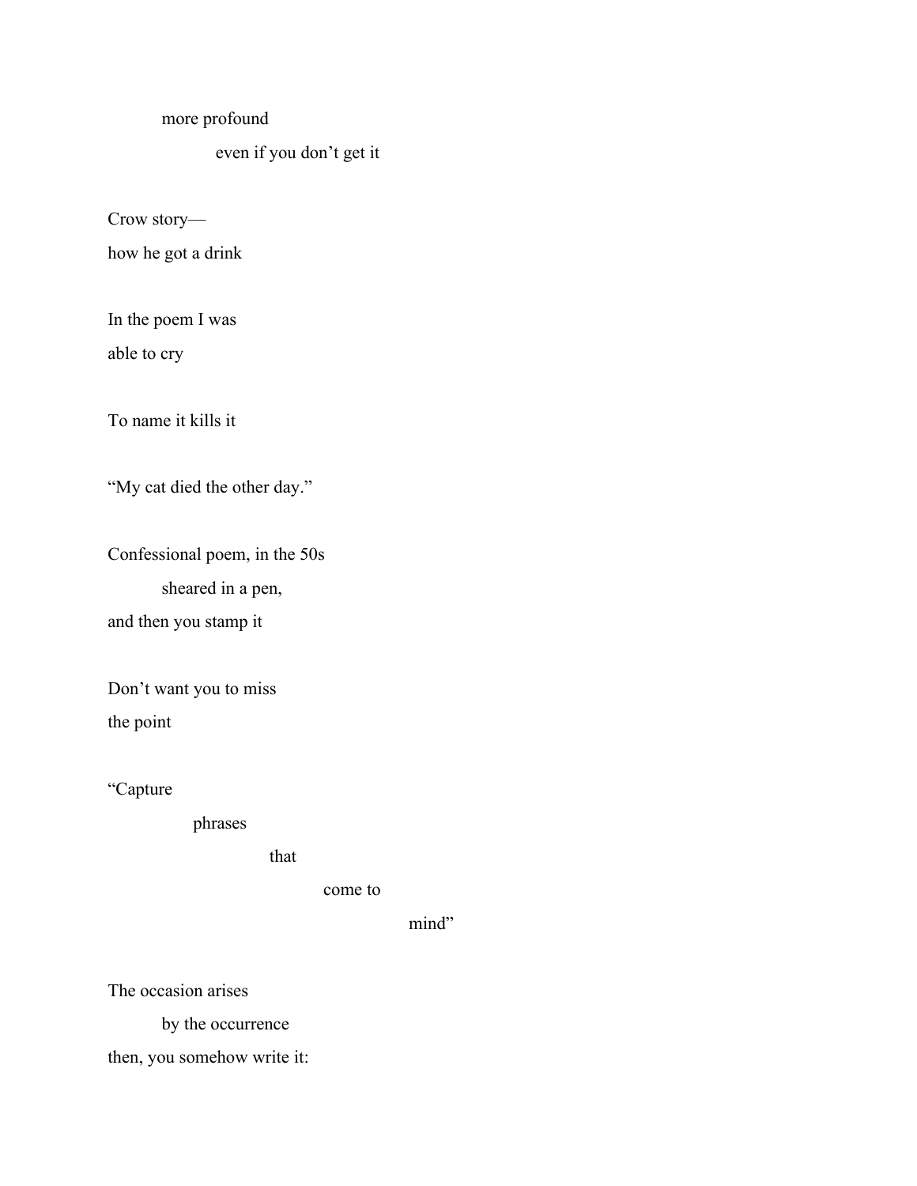more profound

even if you don't get it

Crow story—
how he got a drink

In the poem I was
able to cry

To name it kills it

"My cat died the other day."

Confessional poem, in the 50s
sheared in a pen,
and then you stamp it

Don't want you to miss
the point

"Capture
phrases
that
come to
mind"

The occasion arises
by the occurrence
then, you somehow write it: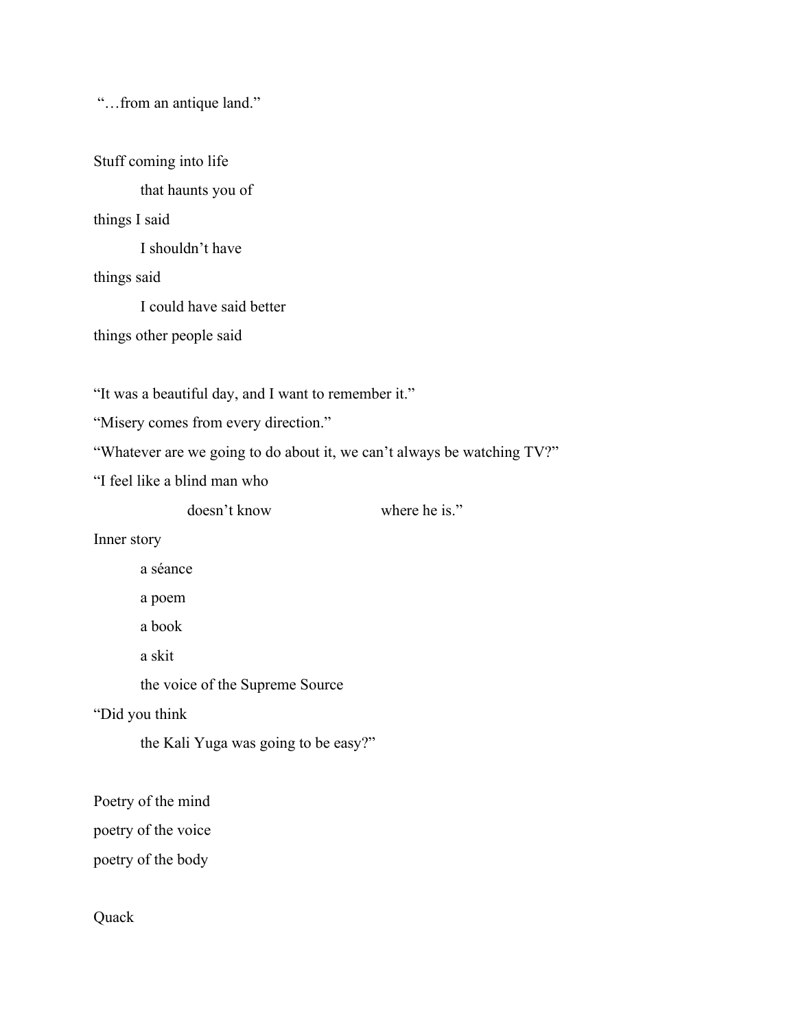"…from an antique land."

Stuff coming into life

    that haunts you of

things I said

    I shouldn't have

things said

    I could have said better

things other people said

"It was a beautiful day, and I want to remember it."

"Misery comes from every direction."

"Whatever are we going to do about it, we can't always be watching TV?"

"I feel like a blind man who

        doesn't know        where he is."

Inner story

    a séance

    a poem

    a book

    a skit

    the voice of the Supreme Source

"Did you think

    the Kali Yuga was going to be easy?"

Poetry of the mind

poetry of the voice

poetry of the body

Quack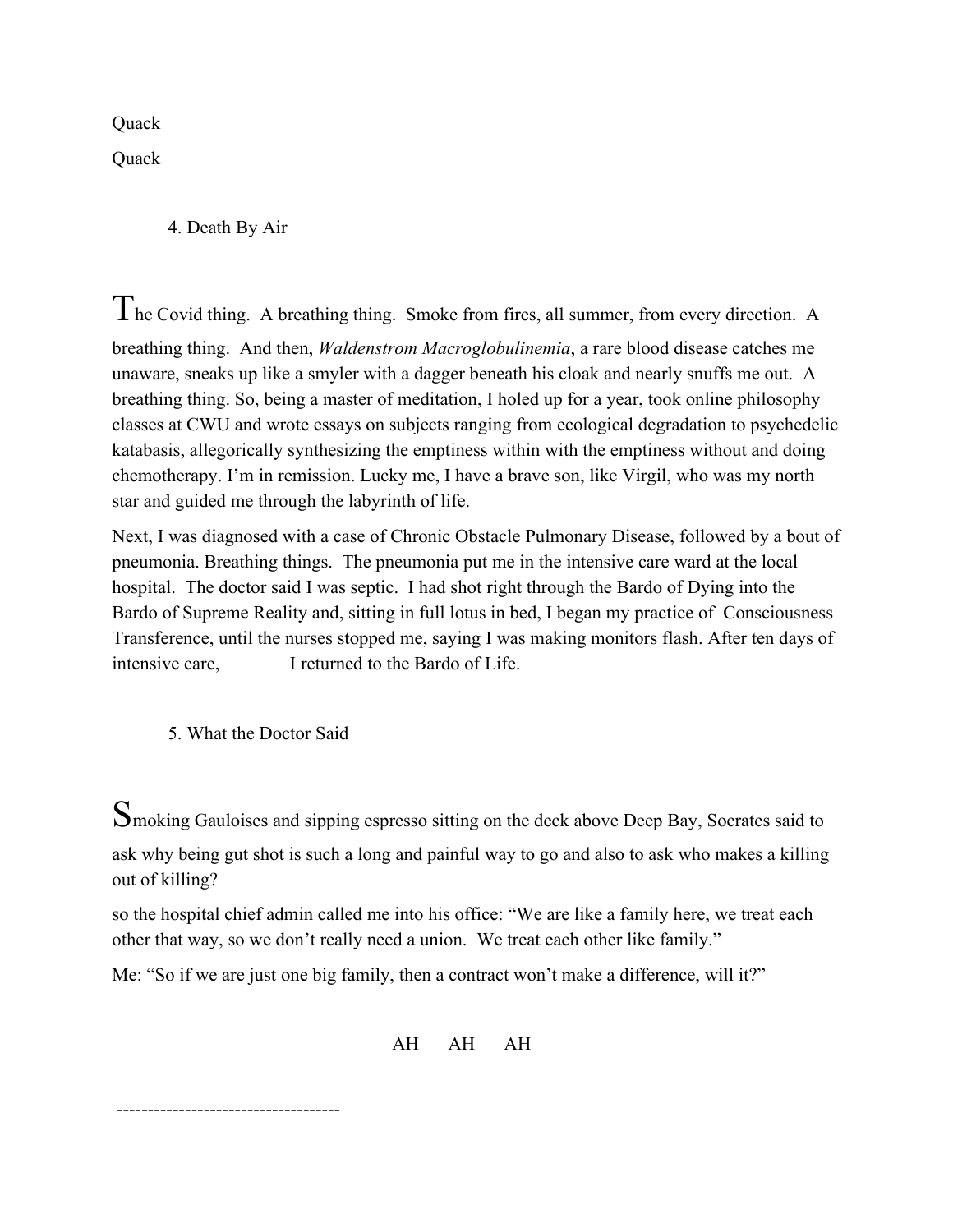Quack

Quack

## 4. Death By Air

The Covid thing. A breathing thing. Smoke from fires, all summer, from every direction. A breathing thing. And then, *Waldenstrom Macroglobulinemia*, a rare blood disease catches me unaware, sneaks up like a smyler with a dagger beneath his cloak and nearly snuffs me out. A breathing thing. So, being a master of meditation, I holed up for a year, took online philosophy classes at CWU and wrote essays on subjects ranging from ecological degradation to psychedelic katabasis, allegorically synthesizing the emptiness within with the emptiness without and doing chemotherapy. I'm in remission. Lucky me, I have a brave son, like Virgil, who was my north star and guided me through the labyrinth of life.

Next, I was diagnosed with a case of Chronic Obstacle Pulmonary Disease, followed by a bout of pneumonia. Breathing things. The pneumonia put me in the intensive care ward at the local hospital. The doctor said I was septic. I had shot right through the Bardo of Dying into the Bardo of Supreme Reality and, sitting in full lotus in bed, I began my practice of Consciousness Transference, until the nurses stopped me, saying I was making monitors flash. After ten days of intensive care, I returned to the Bardo of Life.

## 5. What the Doctor Said

Smoking Gauloises and sipping espresso sitting on the deck above Deep Bay, Socrates said to ask why being gut shot is such a long and painful way to go and also to ask who makes a killing out of killing?

so the hospital chief admin called me into his office: "We are like a family here, we treat each other that way, so we don't really need a union. We treat each other like family."

Me: "So if we are just one big family, then a contract won't make a difference, will it?"

AH AH AH

------------------------------------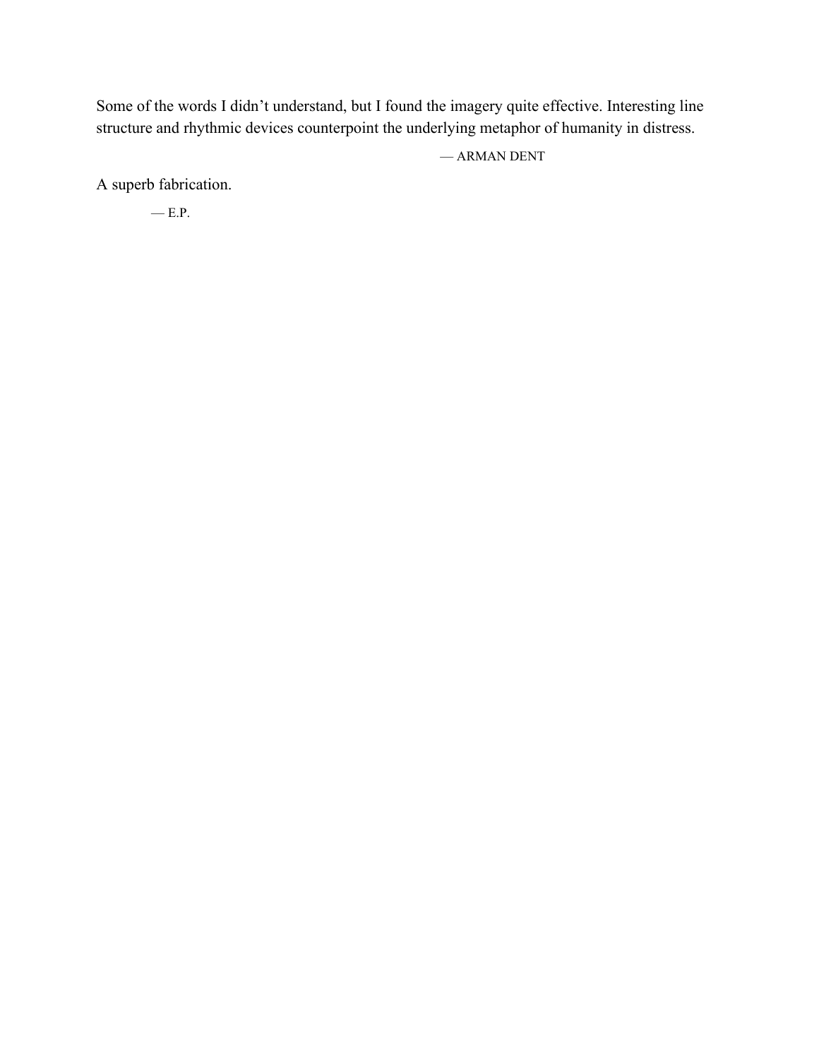Some of the words I didn't understand, but I found the imagery quite effective. Interesting line structure and rhythmic devices counterpoint the underlying metaphor of humanity in distress.

— ARMAN DENT

A superb fabrication.

— E.P.